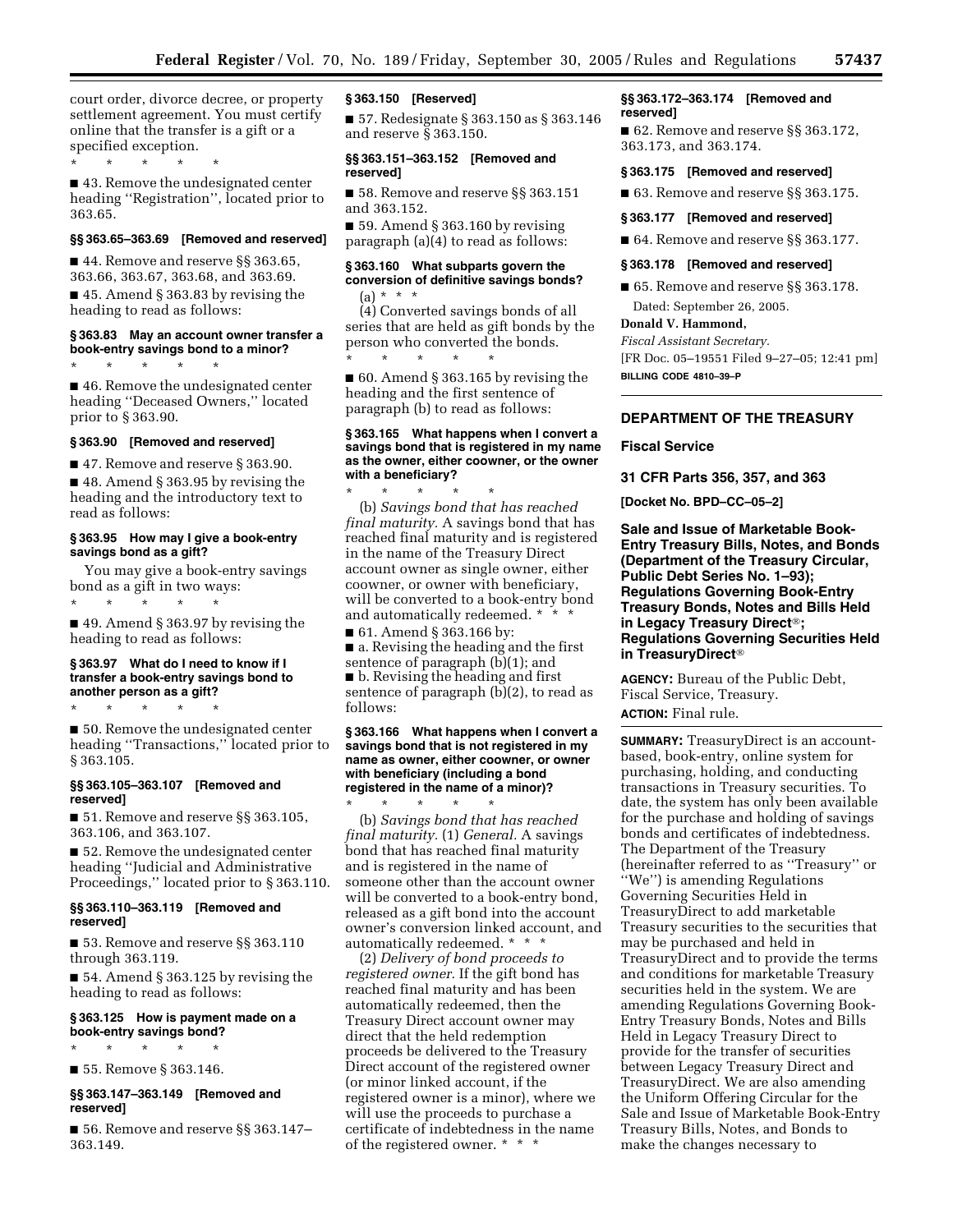court order, divorce decree, or property settlement agreement. You must certify online that the transfer is a gift or a specified exception.

\* \* \* \* \*

■ 43. Remove the undesignated center heading ''Registration'', located prior to 363.65.

**§§ 363.65–363.69 [Removed and reserved]**

■ 44. Remove and reserve §§ 363.65, 363.66, 363.67, 363.68, and 363.69.

■ 45. Amend § 363.83 by revising the heading to read as follows:

**§ 363.83 May an account owner transfer a book-entry savings bond to a minor?**

\* \* \* \* \*

■ 46. Remove the undesignated center heading ''Deceased Owners,'' located prior to § 363.90.

**§ 363.90 [Removed and reserved]**

■ 47. Remove and reserve § 363.90.

■ 48. Amend § 363.95 by revising the heading and the introductory text to read as follows:

**§ 363.95 How may I give a book-entry savings bond as a gift?**

You may give a book-entry savings bond as a gift in two ways:

\* \* \* \* \*

■ 49. Amend § 363.97 by revising the heading to read as follows:

**§ 363.97 What do I need to know if I transfer a book-entry savings bond to another person as a gift?**

\* \* \* \* \*

■ 50. Remove the undesignated center heading ''Transactions,'' located prior to § 363.105.

**§§ 363.105–363.107 [Removed and reserved]**

■ 51. Remove and reserve §§ 363.105, 363.106, and 363.107.

■ 52. Remove the undesignated center heading ''Judicial and Administrative Proceedings,'' located prior to § 363.110.

**§§ 363.110–363.119 [Removed and reserved]**

■ 53. Remove and reserve §§ 363.110 through 363.119.

■ 54. Amend § 363.125 by revising the heading to read as follows:

**§ 363.125 How is payment made on a book-entry savings bond?**

\* \* \* \* \*

■ 55. Remove § 363.146.

**§§ 363.147–363.149 [Removed and reserved]**

■ 56. Remove and reserve §§ 363.147–363.149.

**§ 363.150 [Reserved]**

■ 57. Redesignate § 363.150 as § 363.146 and reserve § 363.150.

**§§ 363.151–363.152 [Removed and reserved]**

■ 58. Remove and reserve §§ 363.151 and 363.152.

■ 59. Amend § 363.160 by revising paragraph (a)(4) to read as follows:

**§ 363.160 What subparts govern the conversion of definitive savings bonds?**

(a) \* \* \*

(4) Converted savings bonds of all series that are held as gift bonds by the person who converted the bonds.

\* \* \* \* \*

■ 60. Amend § 363.165 by revising the heading and the first sentence of paragraph (b) to read as follows:

**§ 363.165 What happens when I convert a savings bond that is registered in my name as the owner, either coowner, or the owner with a beneficiary?**

\* \* \* \* \*

(b) *Savings bond that has reached final maturity.* A savings bond that has reached final maturity and is registered in the name of the Treasury Direct account owner as single owner, either coowner, or owner with beneficiary, will be converted to a book-entry bond and automatically redeemed. \* \* \*

■ 61. Amend § 363.166 by:

■ a. Revising the heading and the first sentence of paragraph (b)(1); and

■ b. Revising the heading and first sentence of paragraph (b)(2), to read as follows:

**§ 363.166 What happens when I convert a savings bond that is not registered in my name as owner, either coowner, or owner with beneficiary (including a bond registered in the name of a minor)?**

\* \* \* \* \*

(b) *Savings bond that has reached final maturity.* (1) *General.* A savings bond that has reached final maturity and is registered in the name of someone other than the account owner will be converted to a book-entry bond, released as a gift bond into the account owner's conversion linked account, and automatically redeemed. \* \* \*

(2) *Delivery of bond proceeds to registered owner.* If the gift bond has reached final maturity and has been automatically redeemed, then the Treasury Direct account owner may direct that the held redemption proceeds be delivered to the Treasury Direct account of the registered owner (or minor linked account, if the registered owner is a minor), where we will use the proceeds to purchase a certificate of indebtedness in the name of the registered owner. \* \* \*

**§§ 363.172–363.174 [Removed and reserved]**

■ 62. Remove and reserve §§ 363.172, 363.173, and 363.174.

**§ 363.175 [Removed and reserved]**

■ 63. Remove and reserve §§ 363.175.

**§ 363.177 [Removed and reserved]**

■ 64. Remove and reserve §§ 363.177.

**§ 363.178 [Removed and reserved]**

■ 65. Remove and reserve §§ 363.178.

Dated: September 26, 2005.

**Donald V. Hammond,**

*Fiscal Assistant Secretary.*

[FR Doc. 05–19551 Filed 9–27–05; 12:41 pm]

**BILLING CODE 4810–39–P**

---

## DEPARTMENT OF THE TREASURY

### Fiscal Service

### 31 CFR Parts 356, 357, and 363

**[Docket No. BPD–CC–05–2]**

## Sale and Issue of Marketable Book-Entry Treasury Bills, Notes, and Bonds (Department of the Treasury Circular, Public Debt Series No. 1–93); Regulations Governing Book-Entry Treasury Bonds, Notes and Bills Held in Legacy Treasury Direct®; Regulations Governing Securities Held in TreasuryDirect®

**AGENCY:** Bureau of the Public Debt, Fiscal Service, Treasury.

**ACTION:** Final rule.

---

**SUMMARY:** TreasuryDirect is an account-based, book-entry, online system for purchasing, holding, and conducting transactions in Treasury securities. To date, the system has only been available for the purchase and holding of savings bonds and certificates of indebtedness. The Department of the Treasury (hereinafter referred to as ''Treasury'' or ''We'') is amending Regulations Governing Securities Held in TreasuryDirect to add marketable Treasury securities to the securities that may be purchased and held in TreasuryDirect and to provide the terms and conditions for marketable Treasury securities held in the system. We are amending Regulations Governing Book-Entry Treasury Bonds, Notes and Bills Held in Legacy Treasury Direct to provide for the transfer of securities between Legacy Treasury Direct and TreasuryDirect. We are also amending the Uniform Offering Circular for the Sale and Issue of Marketable Book-Entry Treasury Bills, Notes, and Bonds to make the changes necessary to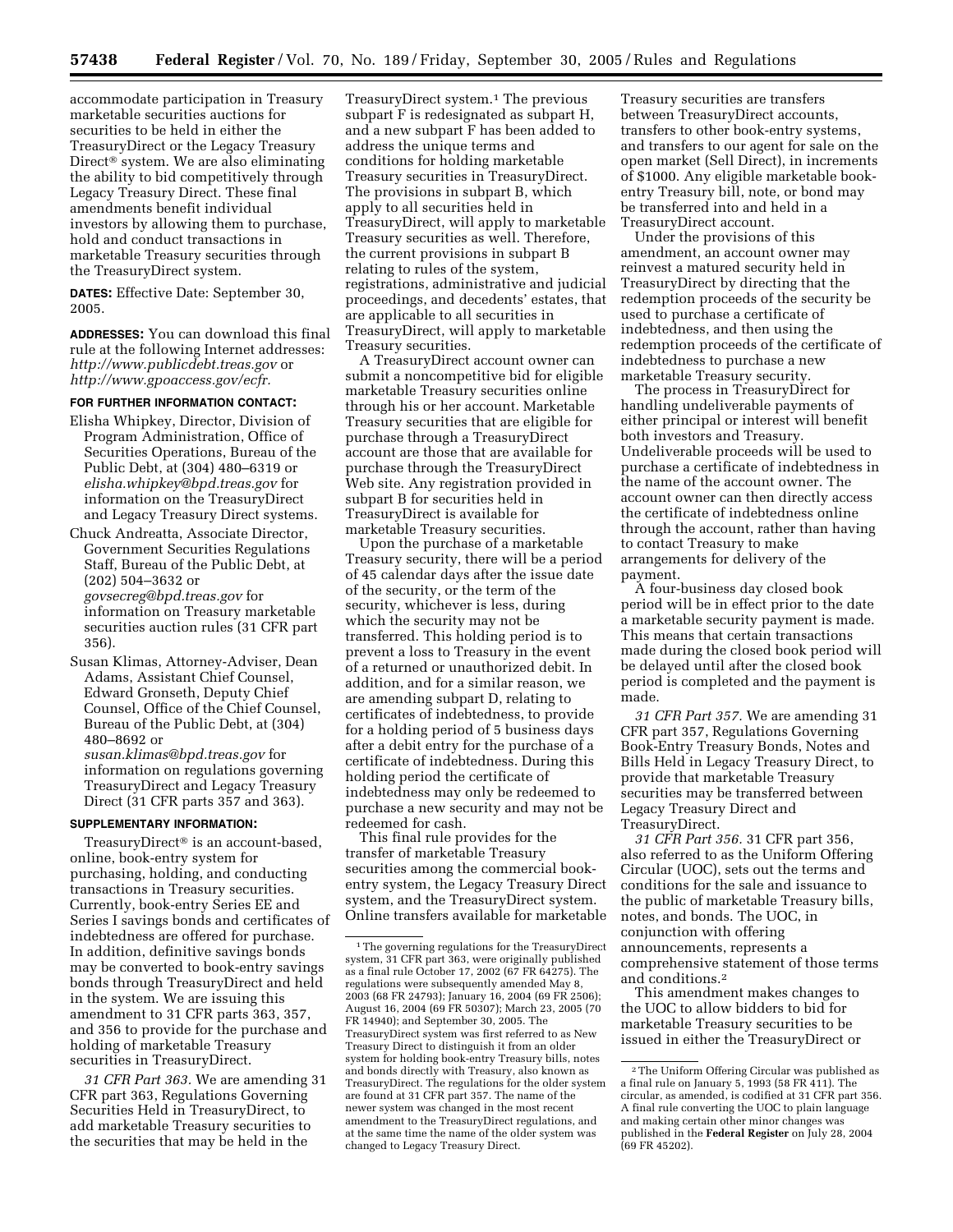accommodate participation in Treasury marketable securities auctions for securities to be held in either the TreasuryDirect or the Legacy Treasury Direct® system. We are also eliminating the ability to bid competitively through Legacy Treasury Direct. These final amendments benefit individual investors by allowing them to purchase, hold and conduct transactions in marketable Treasury securities through the TreasuryDirect system.

**DATES:** Effective Date: September 30, 2005.

**ADDRESSES:** You can download this final rule at the following Internet addresses: *http://www.publicdebt.treas.gov* or *http://www.gpoaccess.gov/ecfr.*

**FOR FURTHER INFORMATION CONTACT:**

Elisha Whipkey, Director, Division of Program Administration, Office of Securities Operations, Bureau of the Public Debt, at (304) 480–6319 or *elisha.whipkey@bpd.treas.gov* for information on the TreasuryDirect and Legacy Treasury Direct systems.

Chuck Andreatta, Associate Director, Government Securities Regulations Staff, Bureau of the Public Debt, at (202) 504–3632 or *govsecreg@bpd.treas.gov* for information on Treasury marketable securities auction rules (31 CFR part 356).

Susan Klimas, Attorney-Adviser, Dean Adams, Assistant Chief Counsel, Edward Gronseth, Deputy Chief Counsel, Office of the Chief Counsel, Bureau of the Public Debt, at (304) 480–8692 or *susan.klimas@bpd.treas.gov* for information on regulations governing TreasuryDirect and Legacy Treasury Direct (31 CFR parts 357 and 363).

**SUPPLEMENTARY INFORMATION:**

TreasuryDirect® is an account-based, online, book-entry system for purchasing, holding, and conducting transactions in Treasury securities. Currently, book-entry Series EE and Series I savings bonds and certificates of indebtedness are offered for purchase. In addition, definitive savings bonds may be converted to book-entry savings bonds through TreasuryDirect and held in the system. We are issuing this amendment to 31 CFR parts 363, 357, and 356 to provide for the purchase and holding of marketable Treasury securities in TreasuryDirect.

*31 CFR Part 363.* We are amending 31 CFR part 363, Regulations Governing Securities Held in TreasuryDirect, to add marketable Treasury securities to the securities that may be held in the TreasuryDirect system.[1] The previous subpart F is redesignated as subpart H, and a new subpart F has been added to address the unique terms and conditions for holding marketable Treasury securities in TreasuryDirect. The provisions in subpart B, which apply to all securities held in TreasuryDirect, will apply to marketable Treasury securities as well. Therefore, the current provisions in subpart B relating to rules of the system, registrations, administrative and judicial proceedings, and decedents' estates, that are applicable to all securities in TreasuryDirect, will apply to marketable Treasury securities.

A TreasuryDirect account owner can submit a noncompetitive bid for eligible marketable Treasury securities online through his or her account. Marketable Treasury securities that are eligible for purchase through a TreasuryDirect account are those that are available for purchase through the TreasuryDirect Web site. Any registration provided in subpart B for securities held in TreasuryDirect is available for marketable Treasury securities.

Upon the purchase of a marketable Treasury security, there will be a period of 45 calendar days after the issue date of the security, or the term of the security, whichever is less, during which the security may not be transferred. This holding period is to prevent a loss to Treasury in the event of a returned or unauthorized debit. In addition, and for a similar reason, we are amending subpart D, relating to certificates of indebtedness, to provide for a holding period of 5 business days after a debit entry for the purchase of a certificate of indebtedness. During this holding period the certificate of indebtedness may only be redeemed to purchase a new security and may not be redeemed for cash.

This final rule provides for the transfer of marketable Treasury securities among the commercial book-entry system, the Legacy Treasury Direct system, and the TreasuryDirect system. Online transfers available for marketable Treasury securities are transfers between TreasuryDirect accounts, transfers to other book-entry systems, and transfers to our agent for sale on the open market (Sell Direct), in increments of $1000. Any eligible marketable book-entry Treasury bill, note, or bond may be transferred into and held in a TreasuryDirect account.

Under the provisions of this amendment, an account owner may reinvest a matured security held in TreasuryDirect by directing that the redemption proceeds of the security be used to purchase a certificate of indebtedness, and then using the redemption proceeds of the certificate of indebtedness to purchase a new marketable Treasury security.

The process in TreasuryDirect for handling undeliverable payments of either principal or interest will benefit both investors and Treasury. Undeliverable proceeds will be used to purchase a certificate of indebtedness in the name of the account owner. The account owner can then directly access the certificate of indebtedness online through the account, rather than having to contact Treasury to make arrangements for delivery of the payment.

A four-business day closed book period will be in effect prior to the date a marketable security payment is made. This means that certain transactions made during the closed book period will be delayed until after the closed book period is completed and the payment is made.

*31 CFR Part 357.* We are amending 31 CFR part 357, Regulations Governing Book-Entry Treasury Bonds, Notes and Bills Held in Legacy Treasury Direct, to provide that marketable Treasury securities may be transferred between Legacy Treasury Direct and TreasuryDirect.

*31 CFR Part 356.* 31 CFR part 356, also referred to as the Uniform Offering Circular (UOC), sets out the terms and conditions for the sale and issuance to the public of marketable Treasury bills, notes, and bonds. The UOC, in conjunction with offering announcements, represents a comprehensive statement of those terms and conditions.[2]

This amendment makes changes to the UOC to allow bidders to bid for marketable Treasury securities to be issued in either the TreasuryDirect or

[1] The governing regulations for the TreasuryDirect system, 31 CFR part 363, were originally published as a final rule October 17, 2002 (67 FR 64275). The regulations were subsequently amended May 8, 2003 (68 FR 24793); January 16, 2004 (69 FR 2506); August 16, 2004 (69 FR 50307); March 23, 2005 (70 FR 14940); and September 30, 2005. The TreasuryDirect system was first referred to as New Treasury Direct to distinguish it from an older system for holding book-entry Treasury bills, notes and bonds directly with Treasury, also known as TreasuryDirect. The regulations for the older system are found at 31 CFR part 357. The name of the newer system was changed in the most recent amendment to the TreasuryDirect regulations, and at the same time the name of the older system was changed to Legacy Treasury Direct.

[2] The Uniform Offering Circular was published as a final rule on January 5, 1993 (58 FR 411). The circular, as amended, is codified at 31 CFR part 356. A final rule converting the UOC to plain language and making certain other minor changes was published in the **Federal Register** on July 28, 2004 (69 FR 45202).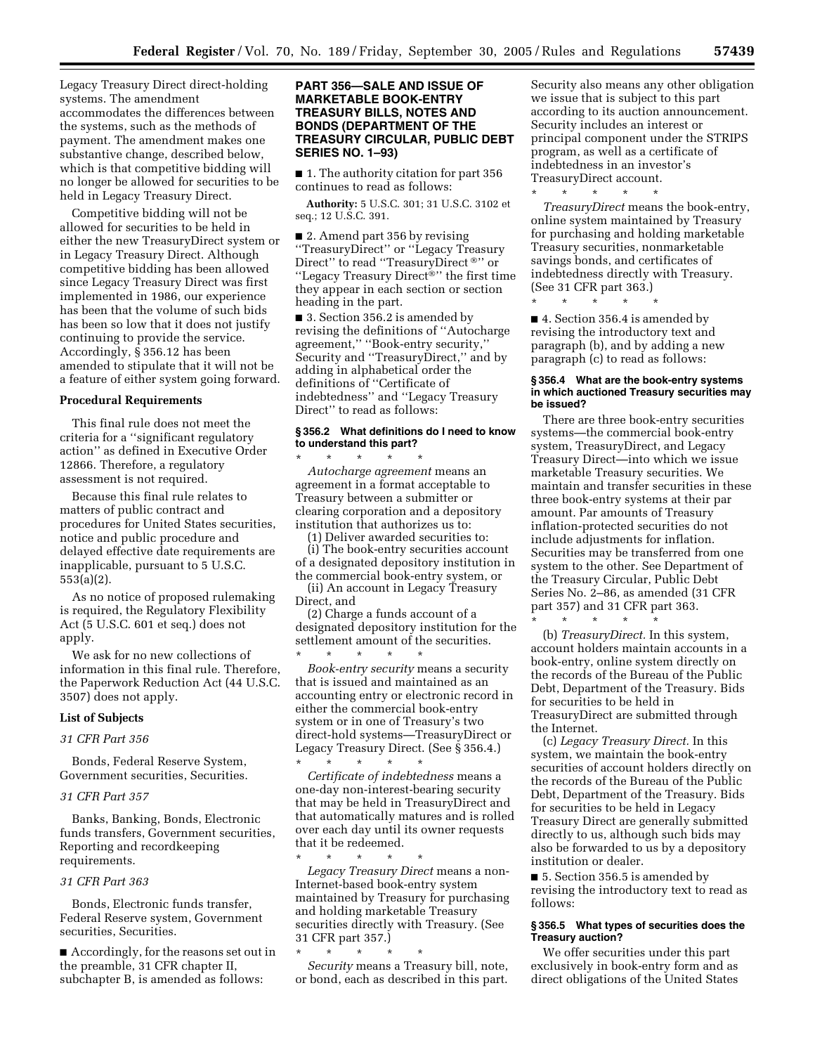Legacy Treasury Direct direct-holding systems. The amendment accommodates the differences between the systems, such as the methods of payment. The amendment makes one substantive change, described below, which is that competitive bidding will no longer be allowed for securities to be held in Legacy Treasury Direct.

Competitive bidding will not be allowed for securities to be held in either the new TreasuryDirect system or in Legacy Treasury Direct. Although competitive bidding has been allowed since Legacy Treasury Direct was first implemented in 1986, our experience has been that the volume of such bids has been so low that it does not justify continuing to provide the service. Accordingly, § 356.12 has been amended to stipulate that it will not be a feature of either system going forward.

## Procedural Requirements

This final rule does not meet the criteria for a ''significant regulatory action'' as defined in Executive Order 12866. Therefore, a regulatory assessment is not required.

Because this final rule relates to matters of public contract and procedures for United States securities, notice and public procedure and delayed effective date requirements are inapplicable, pursuant to 5 U.S.C. 553(a)(2).

As no notice of proposed rulemaking is required, the Regulatory Flexibility Act (5 U.S.C. 601 et seq.) does not apply.

We ask for no new collections of information in this final rule. Therefore, the Paperwork Reduction Act (44 U.S.C. 3507) does not apply.

## List of Subjects

*31 CFR Part 356*

Bonds, Federal Reserve System, Government securities, Securities.

*31 CFR Part 357*

Banks, Banking, Bonds, Electronic funds transfers, Government securities, Reporting and recordkeeping requirements.

*31 CFR Part 363*

Bonds, Electronic funds transfer, Federal Reserve system, Government securities, Securities.

■ Accordingly, for the reasons set out in the preamble, 31 CFR chapter II, subchapter B, is amended as follows:

## PART 356—SALE AND ISSUE OF MARKETABLE BOOK-ENTRY TREASURY BILLS, NOTES AND BONDS (DEPARTMENT OF THE TREASURY CIRCULAR, PUBLIC DEBT SERIES NO. 1–93)

■ 1. The authority citation for part 356 continues to read as follows:

**Authority:** 5 U.S.C. 301; 31 U.S.C. 3102 et seq.; 12 U.S.C. 391.

■ 2. Amend part 356 by revising ''TreasuryDirect'' or ''Legacy Treasury Direct'' to read ''TreasuryDirect ®'' or ''Legacy Treasury Direct®'' the first time they appear in each section or section heading in the part.

■ 3. Section 356.2 is amended by revising the definitions of ''Autocharge agreement,'' ''Book-entry security,'' Security and ''TreasuryDirect,'' and by adding in alphabetical order the definitions of ''Certificate of indebtedness'' and ''Legacy Treasury Direct'' to read as follows:

### § 356.2 What definitions do I need to know to understand this part?

\* \* \* \* \*

*Autocharge agreement* means an agreement in a format acceptable to Treasury between a submitter or clearing corporation and a depository institution that authorizes us to:

(1) Deliver awarded securities to:

(i) The book-entry securities account of a designated depository institution in the commercial book-entry system, or

(ii) An account in Legacy Treasury Direct, and

(2) Charge a funds account of a designated depository institution for the settlement amount of the securities.

\* \* \* \* \*

*Book-entry security* means a security that is issued and maintained as an accounting entry or electronic record in either the commercial book-entry system or in one of Treasury's two direct-hold systems—TreasuryDirect or Legacy Treasury Direct. (See § 356.4.)

\* \* \* \* \*

*Certificate of indebtedness* means a one-day non-interest-bearing security that may be held in TreasuryDirect and that automatically matures and is rolled over each day until its owner requests that it be redeemed.

\* \* \* \* \*

*Legacy Treasury Direct* means a non-Internet-based book-entry system maintained by Treasury for purchasing and holding marketable Treasury securities directly with Treasury. (See 31 CFR part 357.)

\* \* \* \* \*

*Security* means a Treasury bill, note, or bond, each as described in this part. Security also means any other obligation we issue that is subject to this part according to its auction announcement. Security includes an interest or principal component under the STRIPS program, as well as a certificate of indebtedness in an investor's TreasuryDirect account.

\* \* \* \* \*

*TreasuryDirect* means the book-entry, online system maintained by Treasury for purchasing and holding marketable Treasury securities, nonmarketable savings bonds, and certificates of indebtedness directly with Treasury. (See 31 CFR part 363.)

\* \* \* \* \*

■ 4. Section 356.4 is amended by revising the introductory text and paragraph (b), and by adding a new paragraph (c) to read as follows:

### § 356.4 What are the book-entry systems in which auctioned Treasury securities may be issued?

There are three book-entry securities systems—the commercial book-entry system, TreasuryDirect, and Legacy Treasury Direct—into which we issue marketable Treasury securities. We maintain and transfer securities in these three book-entry systems at their par amount. Par amounts of Treasury inflation-protected securities do not include adjustments for inflation. Securities may be transferred from one system to the other. See Department of the Treasury Circular, Public Debt Series No. 2–86, as amended (31 CFR part 357) and 31 CFR part 363.

\* \* \* \* \*

(b) *TreasuryDirect.* In this system, account holders maintain accounts in a book-entry, online system directly on the records of the Bureau of the Public Debt, Department of the Treasury. Bids for securities to be held in TreasuryDirect are submitted through the Internet.

(c) *Legacy Treasury Direct.* In this system, we maintain the book-entry securities of account holders directly on the records of the Bureau of the Public Debt, Department of the Treasury. Bids for securities to be held in Legacy Treasury Direct are generally submitted directly to us, although such bids may also be forwarded to us by a depository institution or dealer.

■ 5. Section 356.5 is amended by revising the introductory text to read as follows:

### § 356.5 What types of securities does the Treasury auction?

We offer securities under this part exclusively in book-entry form and as direct obligations of the United States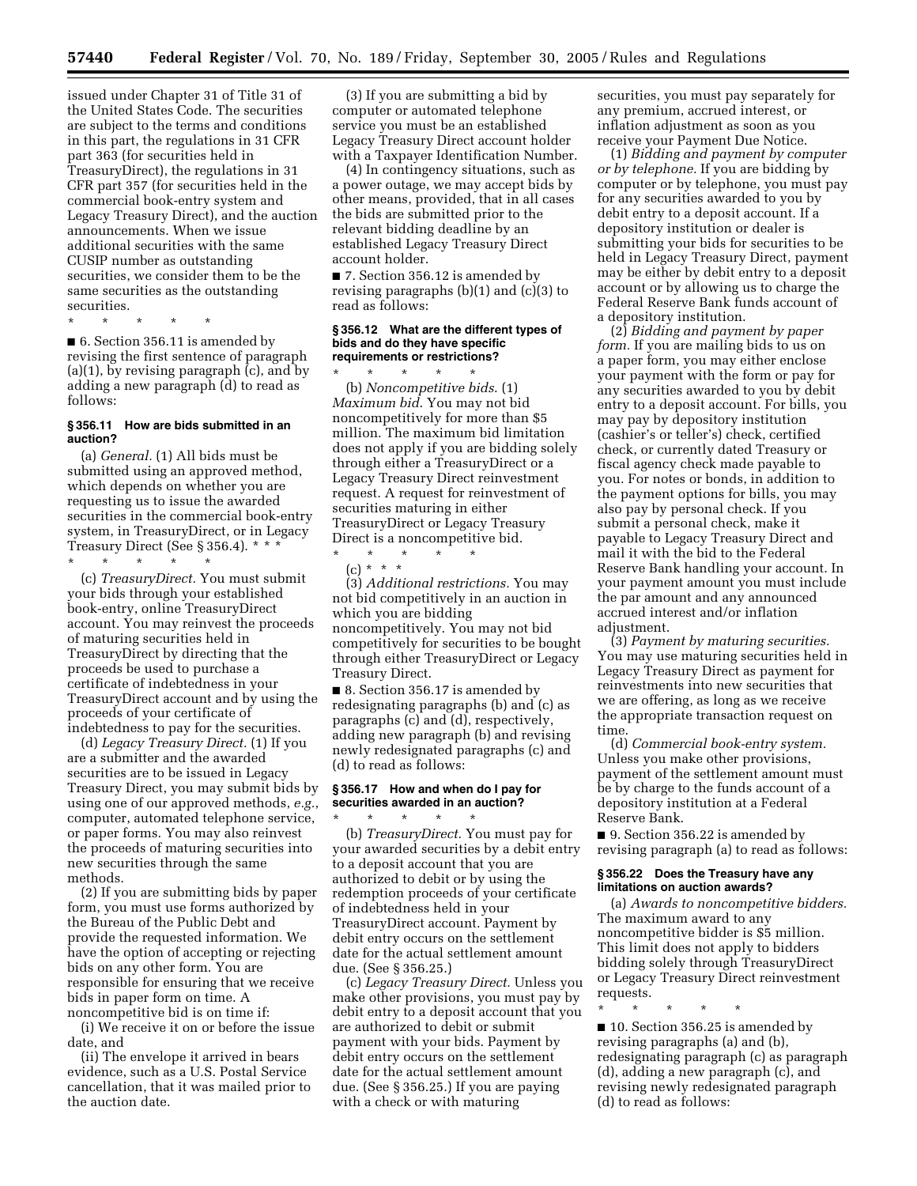issued under Chapter 31 of Title 31 of the United States Code. The securities are subject to the terms and conditions in this part, the regulations in 31 CFR part 363 (for securities held in TreasuryDirect), the regulations in 31 CFR part 357 (for securities held in the commercial book-entry system and Legacy Treasury Direct), and the auction announcements. When we issue additional securities with the same CUSIP number as outstanding securities, we consider them to be the same securities as the outstanding securities.

\* \* \* \* \*

■ 6. Section 356.11 is amended by revising the first sentence of paragraph (a)(1), by revising paragraph (c), and by adding a new paragraph (d) to read as follows:

#### § 356.11 How are bids submitted in an auction?

(a) *General.* (1) All bids must be submitted using an approved method, which depends on whether you are requesting us to issue the awarded securities in the commercial book-entry system, in TreasuryDirect, or in Legacy Treasury Direct (See § 356.4). \* \* \*

\* \* \* \* \*

(c) *TreasuryDirect.* You must submit your bids through your established book-entry, online TreasuryDirect account. You may reinvest the proceeds of maturing securities held in TreasuryDirect by directing that the proceeds be used to purchase a certificate of indebtedness in your TreasuryDirect account and by using the proceeds of your certificate of indebtedness to pay for the securities.

(d) *Legacy Treasury Direct.* (1) If you are a submitter and the awarded securities are to be issued in Legacy Treasury Direct, you may submit bids by using one of our approved methods, *e.g.*, computer, automated telephone service, or paper forms. You may also reinvest the proceeds of maturing securities into new securities through the same methods.

(2) If you are submitting bids by paper form, you must use forms authorized by the Bureau of the Public Debt and provide the requested information. We have the option of accepting or rejecting bids on any other form. You are responsible for ensuring that we receive bids in paper form on time. A noncompetitive bid is on time if:

(i) We receive it on or before the issue date, and

(ii) The envelope it arrived in bears evidence, such as a U.S. Postal Service cancellation, that it was mailed prior to the auction date.

(3) If you are submitting a bid by computer or automated telephone service you must be an established Legacy Treasury Direct account holder with a Taxpayer Identification Number.

(4) In contingency situations, such as a power outage, we may accept bids by other means, provided, that in all cases the bids are submitted prior to the relevant bidding deadline by an established Legacy Treasury Direct account holder.

■ 7. Section 356.12 is amended by revising paragraphs (b)(1) and (c)(3) to read as follows:

#### § 356.12 What are the different types of bids and do they have specific requirements or restrictions?

\* \* \* \* \*

(b) *Noncompetitive bids.* (1) *Maximum bid.* You may not bid noncompetitively for more than $5 million. The maximum bid limitation does not apply if you are bidding solely through either a TreasuryDirect or a Legacy Treasury Direct reinvestment request. A request for reinvestment of securities maturing in either TreasuryDirect or Legacy Treasury Direct is a noncompetitive bid.

\* \* \* \* \*

(c) \* \* \*

(3) *Additional restrictions.* You may not bid competitively in an auction in which you are bidding noncompetitively. You may not bid competitively for securities to be bought through either TreasuryDirect or Legacy Treasury Direct.

■ 8. Section 356.17 is amended by redesignating paragraphs (b) and (c) as paragraphs (c) and (d), respectively, adding new paragraph (b) and revising newly redesignated paragraphs (c) and (d) to read as follows:

#### § 356.17 How and when do I pay for securities awarded in an auction?

\* \* \* \* \*

(b) *TreasuryDirect.* You must pay for your awarded securities by a debit entry to a deposit account that you are authorized to debit or by using the redemption proceeds of your certificate of indebtedness held in your TreasuryDirect account. Payment by debit entry occurs on the settlement date for the actual settlement amount due. (See § 356.25.)

(c) *Legacy Treasury Direct.* Unless you make other provisions, you must pay by debit entry to a deposit account that you are authorized to debit or submit payment with your bids. Payment by debit entry occurs on the settlement date for the actual settlement amount due. (See § 356.25.) If you are paying with a check or with maturing securities, you must pay separately for any premium, accrued interest, or inflation adjustment as soon as you receive your Payment Due Notice.

(1) *Bidding and payment by computer or by telephone.* If you are bidding by computer or by telephone, you must pay for any securities awarded to you by debit entry to a deposit account. If a depository institution or dealer is submitting your bids for securities to be held in Legacy Treasury Direct, payment may be either by debit entry to a deposit account or by allowing us to charge the Federal Reserve Bank funds account of a depository institution.

(2) *Bidding and payment by paper form.* If you are mailing bids to us on a paper form, you may either enclose your payment with the form or pay for any securities awarded to you by debit entry to a deposit account. For bills, you may pay by depository institution (cashier's or teller's) check, certified check, or currently dated Treasury or fiscal agency check made payable to you. For notes or bonds, in addition to the payment options for bills, you may also pay by personal check. If you submit a personal check, make it payable to Legacy Treasury Direct and mail it with the bid to the Federal Reserve Bank handling your account. In your payment amount you must include the par amount and any announced accrued interest and/or inflation adjustment.

(3) *Payment by maturing securities.* You may use maturing securities held in Legacy Treasury Direct as payment for reinvestments into new securities that we are offering, as long as we receive the appropriate transaction request on time.

(d) *Commercial book-entry system.* Unless you make other provisions, payment of the settlement amount must be by charge to the funds account of a depository institution at a Federal Reserve Bank.

■ 9. Section 356.22 is amended by revising paragraph (a) to read as follows:

#### § 356.22 Does the Treasury have any limitations on auction awards?

(a) *Awards to noncompetitive bidders.* The maximum award to any noncompetitive bidder is $5 million. This limit does not apply to bidders bidding solely through TreasuryDirect or Legacy Treasury Direct reinvestment requests.

\* \* \* \* \*

■ 10. Section 356.25 is amended by revising paragraphs (a) and (b), redesignating paragraph (c) as paragraph (d), adding a new paragraph (c), and revising newly redesignated paragraph (d) to read as follows: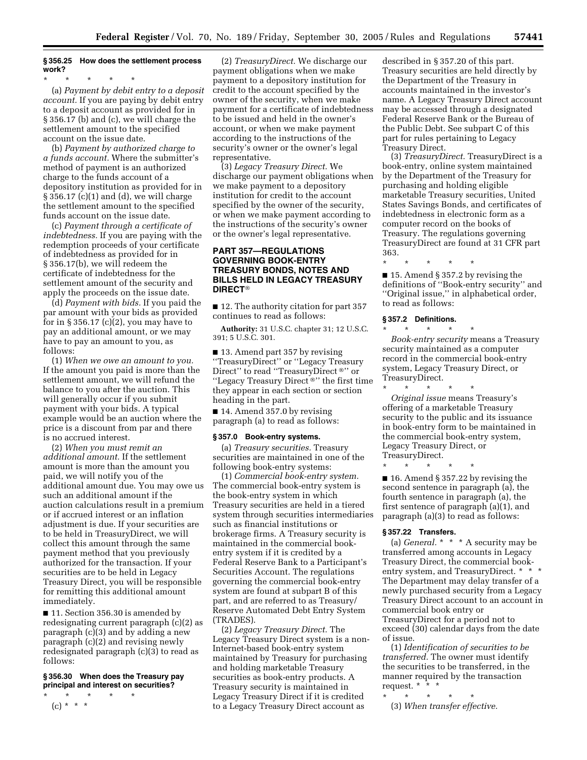**§ 356.25 How does the settlement process work?**

\* \* \* \* \*

(a) *Payment by debit entry to a deposit account.* If you are paying by debit entry to a deposit account as provided for in § 356.17 (b) and (c), we will charge the settlement amount to the specified account on the issue date.

(b) *Payment by authorized charge to a funds account.* Where the submitter's method of payment is an authorized charge to the funds account of a depository institution as provided for in § 356.17 (c)(1) and (d), we will charge the settlement amount to the specified funds account on the issue date.

(c) *Payment through a certificate of indebtedness.* If you are paying with the redemption proceeds of your certificate of indebtedness as provided for in § 356.17(b), we will redeem the certificate of indebtedness for the settlement amount of the security and apply the proceeds on the issue date.

(d) *Payment with bids.* If you paid the par amount with your bids as provided for in § 356.17 (c)(2), you may have to pay an additional amount, or we may have to pay an amount to you, as follows:

(1) *When we owe an amount to you.* If the amount you paid is more than the settlement amount, we will refund the balance to you after the auction. This will generally occur if you submit payment with your bids. A typical example would be an auction where the price is a discount from par and there is no accrued interest.

(2) *When you must remit an additional amount.* If the settlement amount is more than the amount you paid, we will notify you of the additional amount due. You may owe us such an additional amount if the auction calculations result in a premium or if accrued interest or an inflation adjustment is due. If your securities are to be held in TreasuryDirect, we will collect this amount through the same payment method that you previously authorized for the transaction. If your securities are to be held in Legacy Treasury Direct, you will be responsible for remitting this additional amount immediately.

■ 11. Section 356.30 is amended by redesignating current paragraph (c)(2) as paragraph (c)(3) and by adding a new paragraph (c)(2) and revising newly redesignated paragraph (c)(3) to read as follows:

**§ 356.30 When does the Treasury pay principal and interest on securities?**

\* \* \* \* \*

(c) \* \* \*

(2) *TreasuryDirect.* We discharge our payment obligations when we make payment to a depository institution for credit to the account specified by the owner of the security, when we make payment for a certificate of indebtedness to be issued and held in the owner's account, or when we make payment according to the instructions of the security's owner or the owner's legal representative.

(3) *Legacy Treasury Direct.* We discharge our payment obligations when we make payment to a depository institution for credit to the account specified by the owner of the security, or when we make payment according to the instructions of the security's owner or the owner's legal representative.

## PART 357—REGULATIONS GOVERNING BOOK-ENTRY TREASURY BONDS, NOTES AND BILLS HELD IN LEGACY TREASURY DIRECT®

■ 12. The authority citation for part 357 continues to read as follows:

**Authority:** 31 U.S.C. chapter 31; 12 U.S.C. 391; 5 U.S.C. 301.

■ 13. Amend part 357 by revising ''TreasuryDirect'' or ''Legacy Treasury Direct'' to read ''TreasuryDirect®'' or ''Legacy Treasury Direct®'' the first time they appear in each section or section heading in the part.

■ 14. Amend 357.0 by revising paragraph (a) to read as follows:

**§ 357.0 Book-entry systems.**

(a) *Treasury securities.* Treasury securities are maintained in one of the following book-entry systems:

(1) *Commercial book-entry system.* The commercial book-entry system is the book-entry system in which Treasury securities are held in a tiered system through securities intermediaries such as financial institutions or brokerage firms. A Treasury security is maintained in the commercial book-entry system if it is credited by a Federal Reserve Bank to a Participant's Securities Account. The regulations governing the commercial book-entry system are found at subpart B of this part, and are referred to as Treasury/Reserve Automated Debt Entry System (TRADES).

(2) *Legacy Treasury Direct.* The Legacy Treasury Direct system is a non-Internet-based book-entry system maintained by Treasury for purchasing and holding marketable Treasury securities as book-entry products. A Treasury security is maintained in Legacy Treasury Direct if it is credited to a Legacy Treasury Direct account as described in § 357.20 of this part. Treasury securities are held directly by the Department of the Treasury in accounts maintained in the investor's name. A Legacy Treasury Direct account may be accessed through a designated Federal Reserve Bank or the Bureau of the Public Debt. See subpart C of this part for rules pertaining to Legacy Treasury Direct.

(3) *TreasuryDirect.* TreasuryDirect is a book-entry, online system maintained by the Department of the Treasury for purchasing and holding eligible marketable Treasury securities, United States Savings Bonds, and certificates of indebtedness in electronic form as a computer record on the books of Treasury. The regulations governing TreasuryDirect are found at 31 CFR part 363.

\* \* \* \* \*

■ 15. Amend § 357.2 by revising the definitions of ''Book-entry security'' and ''Original issue,'' in alphabetical order, to read as follows:

**§ 357.2 Definitions.**

\* \* \* \* \*

*Book-entry security* means a Treasury security maintained as a computer record in the commercial book-entry system, Legacy Treasury Direct, or TreasuryDirect.

\* \* \* \* \*

*Original issue* means Treasury's offering of a marketable Treasury security to the public and its issuance in book-entry form to be maintained in the commercial book-entry system, Legacy Treasury Direct, or TreasuryDirect.

\* \* \* \* \*

■ 16. Amend § 357.22 by revising the second sentence in paragraph (a), the fourth sentence in paragraph (a), the first sentence of paragraph (a)(1), and paragraph (a)(3) to read as follows:

**§ 357.22 Transfers.**

(a) *General.* \* \* \* A security may be transferred among accounts in Legacy Treasury Direct, the commercial book-entry system, and TreasuryDirect. \* \* \* The Department may delay transfer of a newly purchased security from a Legacy Treasury Direct account to an account in commercial book entry or TreasuryDirect for a period not to exceed (30) calendar days from the date of issue.

(1) *Identification of securities to be transferred.* The owner must identify the securities to be transferred, in the manner required by the transaction request. \* \* \*

\* \* \* \* \*

(3) *When transfer effective.*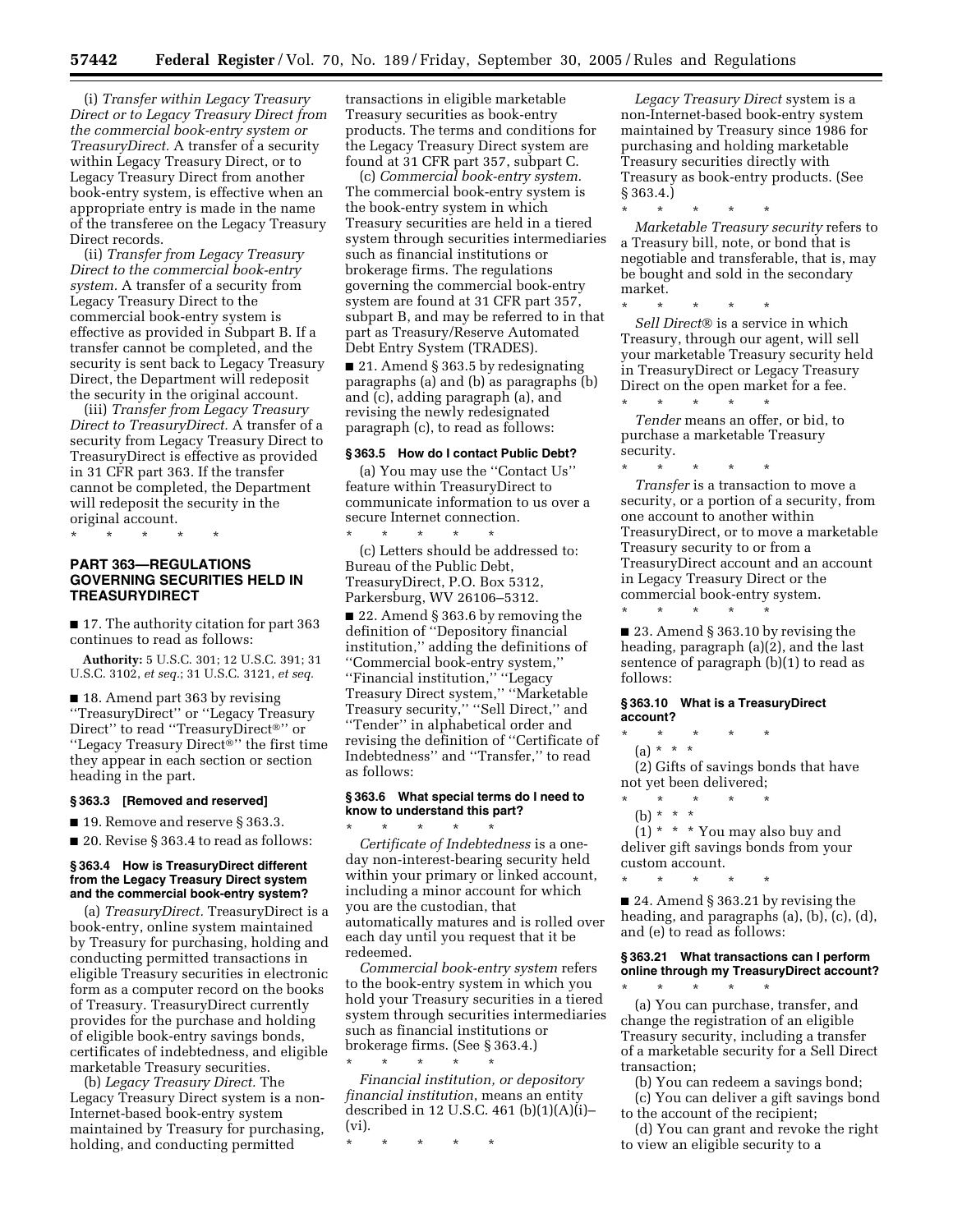(i) *Transfer within Legacy Treasury Direct or to Legacy Treasury Direct from the commercial book-entry system or TreasuryDirect.* A transfer of a security within Legacy Treasury Direct, or to Legacy Treasury Direct from another book-entry system, is effective when an appropriate entry is made in the name of the transferee on the Legacy Treasury Direct records.

(ii) *Transfer from Legacy Treasury Direct to the commercial book-entry system.* A transfer of a security from Legacy Treasury Direct to the commercial book-entry system is effective as provided in Subpart B. If a transfer cannot be completed, and the security is sent back to Legacy Treasury Direct, the Department will redeposit the security in the original account.

(iii) *Transfer from Legacy Treasury Direct to TreasuryDirect.* A transfer of a security from Legacy Treasury Direct to TreasuryDirect is effective as provided in 31 CFR part 363. If the transfer cannot be completed, the Department will redeposit the security in the original account.

\* \* \* \* \*

## PART 363—REGULATIONS GOVERNING SECURITIES HELD IN TREASURYDIRECT

■ 17. The authority citation for part 363 continues to read as follows:

**Authority:** 5 U.S.C. 301; 12 U.S.C. 391; 31 U.S.C. 3102, *et seq.*; 31 U.S.C. 3121, *et seq.*

■ 18. Amend part 363 by revising ''TreasuryDirect'' or ''Legacy Treasury Direct'' to read ''TreasuryDirect®'' or ''Legacy Treasury Direct®'' the first time they appear in each section or section heading in the part.

### § 363.3 [Removed and reserved]

■ 19. Remove and reserve § 363.3.

■ 20. Revise § 363.4 to read as follows:

### § 363.4 How is TreasuryDirect different from the Legacy Treasury Direct system and the commercial book-entry system?

(a) *TreasuryDirect.* TreasuryDirect is a book-entry, online system maintained by Treasury for purchasing, holding and conducting permitted transactions in eligible Treasury securities in electronic form as a computer record on the books of Treasury. TreasuryDirect currently provides for the purchase and holding of eligible book-entry savings bonds, certificates of indebtedness, and eligible marketable Treasury securities.

(b) *Legacy Treasury Direct.* The Legacy Treasury Direct system is a non-Internet-based book-entry system maintained by Treasury for purchasing, holding, and conducting permitted transactions in eligible marketable Treasury securities as book-entry products. The terms and conditions for the Legacy Treasury Direct system are found at 31 CFR part 357, subpart C.

(c) *Commercial book-entry system.* The commercial book-entry system is the book-entry system in which Treasury securities are held in a tiered system through securities intermediaries such as financial institutions or brokerage firms. The regulations governing the commercial book-entry system are found at 31 CFR part 357, subpart B, and may be referred to in that part as Treasury/Reserve Automated Debt Entry System (TRADES).

■ 21. Amend § 363.5 by redesignating paragraphs (a) and (b) as paragraphs (b) and (c), adding paragraph (a), and revising the newly redesignated paragraph (c), to read as follows:

### § 363.5 How do I contact Public Debt?

(a) You may use the ''Contact Us'' feature within TreasuryDirect to communicate information to us over a secure Internet connection.

\* \* \* \* \*

(c) Letters should be addressed to: Bureau of the Public Debt, TreasuryDirect, P.O. Box 5312, Parkersburg, WV 26106–5312.

■ 22. Amend § 363.6 by removing the definition of ''Depository financial institution,'' adding the definitions of ''Commercial book-entry system,'' ''Financial institution,'' ''Legacy Treasury Direct system,'' ''Marketable Treasury security,'' ''Sell Direct,'' and ''Tender'' in alphabetical order and revising the definition of ''Certificate of Indebtedness'' and ''Transfer,'' to read as follows:

### § 363.6 What special terms do I need to know to understand this part?

\* \* \* \* \*

*Certificate of Indebtedness* is a one-day non-interest-bearing security held within your primary or linked account, including a minor account for which you are the custodian, that automatically matures and is rolled over each day until you request that it be redeemed.

*Commercial book-entry system* refers to the book-entry system in which you hold your Treasury securities in a tiered system through securities intermediaries such as financial institutions or brokerage firms. (See § 363.4.)

\* \* \* \* \*

*Financial institution, or depository financial institution*, means an entity described in 12 U.S.C. 461 (b)(1)(A)(i)–(vi).

\* \* \* \* \*

*Legacy Treasury Direct* system is a non-Internet-based book-entry system maintained by Treasury since 1986 for purchasing and holding marketable Treasury securities directly with Treasury as book-entry products. (See § 363.4.)

\* \* \* \* \*

*Marketable Treasury security* refers to a Treasury bill, note, or bond that is negotiable and transferable, that is, may be bought and sold in the secondary market.

\* \* \* \* \*

*Sell Direct®* is a service in which Treasury, through our agent, will sell your marketable Treasury security held in TreasuryDirect or Legacy Treasury Direct on the open market for a fee.

\* \* \* \* \*

*Tender* means an offer, or bid, to purchase a marketable Treasury security.

\* \* \* \* \*

*Transfer* is a transaction to move a security, or a portion of a security, from one account to another within TreasuryDirect, or to move a marketable Treasury security to or from a TreasuryDirect account and an account in Legacy Treasury Direct or the commercial book-entry system.

\* \* \* \* \*

■ 23. Amend § 363.10 by revising the heading, paragraph (a)(2), and the last sentence of paragraph (b)(1) to read as follows:

### § 363.10 What is a TreasuryDirect account?

\* \* \* \* \*

(a) \* \* \*

(2) Gifts of savings bonds that have not yet been delivered;

\* \* \* \* \*

(b) \* \* \*

(1) \* \* \* You may also buy and deliver gift savings bonds from your custom account.

\* \* \* \* \*

■ 24. Amend § 363.21 by revising the heading, and paragraphs (a), (b), (c), (d), and (e) to read as follows:

### § 363.21 What transactions can I perform online through my TreasuryDirect account?

\* \* \* \* \*

(a) You can purchase, transfer, and change the registration of an eligible Treasury security, including a transfer of a marketable security for a Sell Direct transaction;

(b) You can redeem a savings bond;

(c) You can deliver a gift savings bond to the account of the recipient;

(d) You can grant and revoke the right to view an eligible security to a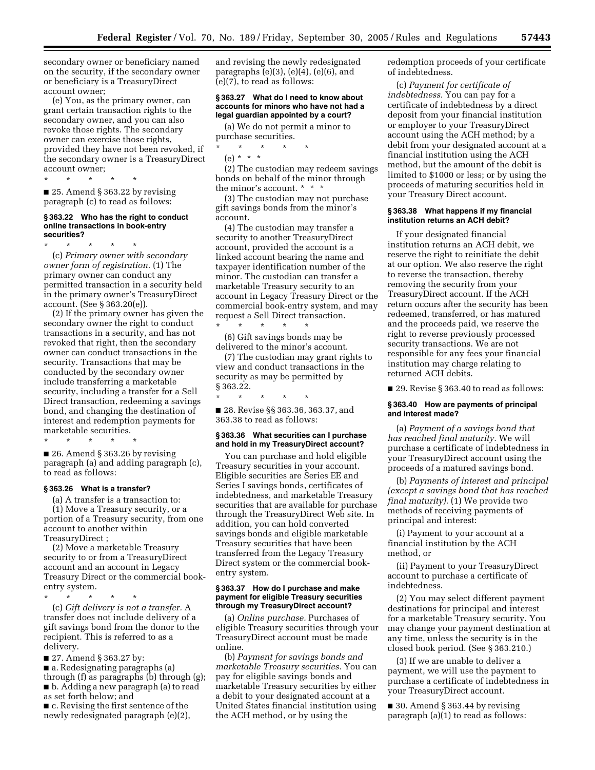secondary owner or beneficiary named on the security, if the secondary owner or beneficiary is a TreasuryDirect account owner;

(e) You, as the primary owner, can grant certain transaction rights to the secondary owner, and you can also revoke those rights. The secondary owner can exercise those rights, provided they have not been revoked, if the secondary owner is a TreasuryDirect account owner;

\* \* \* \* \*

■ 25. Amend § 363.22 by revising paragraph (c) to read as follows:

### § 363.22 Who has the right to conduct online transactions in book-entry securities?

\* \* \* \* \*

(c) *Primary owner with secondary owner form of registration.* (1) The primary owner can conduct any permitted transaction in a security held in the primary owner's TreasuryDirect account. (See § 363.20(e)).

(2) If the primary owner has given the secondary owner the right to conduct transactions in a security, and has not revoked that right, then the secondary owner can conduct transactions in the security. Transactions that may be conducted by the secondary owner include transferring a marketable security, including a transfer for a Sell Direct transaction, redeeming a savings bond, and changing the destination of interest and redemption payments for marketable securities.

\* \* \* \* \*

■ 26. Amend § 363.26 by revising paragraph (a) and adding paragraph (c), to read as follows:

### § 363.26 What is a transfer?

(a) A transfer is a transaction to:

(1) Move a Treasury security, or a portion of a Treasury security, from one account to another within TreasuryDirect ;

(2) Move a marketable Treasury security to or from a TreasuryDirect account and an account in Legacy Treasury Direct or the commercial book-entry system.

\* \* \* \* \*

(c) *Gift delivery is not a transfer.* A transfer does not include delivery of a gift savings bond from the donor to the recipient. This is referred to as a delivery.

■ 27. Amend § 363.27 by:

■ a. Redesignating paragraphs (a) through (f) as paragraphs (b) through (g);

■ b. Adding a new paragraph (a) to read as set forth below; and

■ c. Revising the first sentence of the newly redesignated paragraph (e)(2), and revising the newly redesignated paragraphs (e)(3), (e)(4), (e)(6), and (e)(7), to read as follows:

### § 363.27 What do I need to know about accounts for minors who have not had a legal guardian appointed by a court?

(a) We do not permit a minor to purchase securities.

\* \* \* \* \*

(e) \* \* \*

(2) The custodian may redeem savings bonds on behalf of the minor through the minor's account. \* \* \*

(3) The custodian may not purchase gift savings bonds from the minor's account.

(4) The custodian may transfer a security to another TreasuryDirect account, provided the account is a linked account bearing the name and taxpayer identification number of the minor. The custodian can transfer a marketable Treasury security to an account in Legacy Treasury Direct or the commercial book-entry system, and may request a Sell Direct transaction.

\* \* \* \* \*

(6) Gift savings bonds may be delivered to the minor's account.

(7) The custodian may grant rights to view and conduct transactions in the security as may be permitted by § 363.22.

\* \* \* \* \*

■ 28. Revise §§ 363.36, 363.37, and 363.38 to read as follows:

### § 363.36 What securities can I purchase and hold in my TreasuryDirect account?

You can purchase and hold eligible Treasury securities in your account. Eligible securities are Series EE and Series I savings bonds, certificates of indebtedness, and marketable Treasury securities that are available for purchase through the TreasuryDirect Web site. In addition, you can hold converted savings bonds and eligible marketable Treasury securities that have been transferred from the Legacy Treasury Direct system or the commercial book-entry system.

### § 363.37 How do I purchase and make payment for eligible Treasury securities through my TreasuryDirect account?

(a) *Online purchase.* Purchases of eligible Treasury securities through your TreasuryDirect account must be made online.

(b) *Payment for savings bonds and marketable Treasury securities.* You can pay for eligible savings bonds and marketable Treasury securities by either a debit to your designated account at a United States financial institution using the ACH method, or by using the redemption proceeds of your certificate of indebtedness.

(c) *Payment for certificate of indebtedness.* You can pay for a certificate of indebtedness by a direct deposit from your financial institution or employer to your TreasuryDirect account using the ACH method; by a debit from your designated account at a financial institution using the ACH method, but the amount of the debit is limited to $1000 or less; or by using the proceeds of maturing securities held in your Treasury Direct account.

### § 363.38 What happens if my financial institution returns an ACH debit?

If your designated financial institution returns an ACH debit, we reserve the right to reinitiate the debit at our option. We also reserve the right to reverse the transaction, thereby removing the security from your TreasuryDirect account. If the ACH return occurs after the security has been redeemed, transferred, or has matured and the proceeds paid, we reserve the right to reverse previously processed security transactions. We are not responsible for any fees your financial institution may charge relating to returned ACH debits.

■ 29. Revise § 363.40 to read as follows:

### § 363.40 How are payments of principal and interest made?

(a) *Payment of a savings bond that has reached final maturity.* We will purchase a certificate of indebtedness in your TreasuryDirect account using the proceeds of a matured savings bond.

(b) *Payments of interest and principal (except a savings bond that has reached final maturity).* (1) We provide two methods of receiving payments of principal and interest:

(i) Payment to your account at a financial institution by the ACH method, or

(ii) Payment to your TreasuryDirect account to purchase a certificate of indebtedness.

(2) You may select different payment destinations for principal and interest for a marketable Treasury security. You may change your payment destination at any time, unless the security is in the closed book period. (See § 363.210.)

(3) If we are unable to deliver a payment, we will use the payment to purchase a certificate of indebtedness in your TreasuryDirect account.

■ 30. Amend § 363.44 by revising paragraph (a)(1) to read as follows: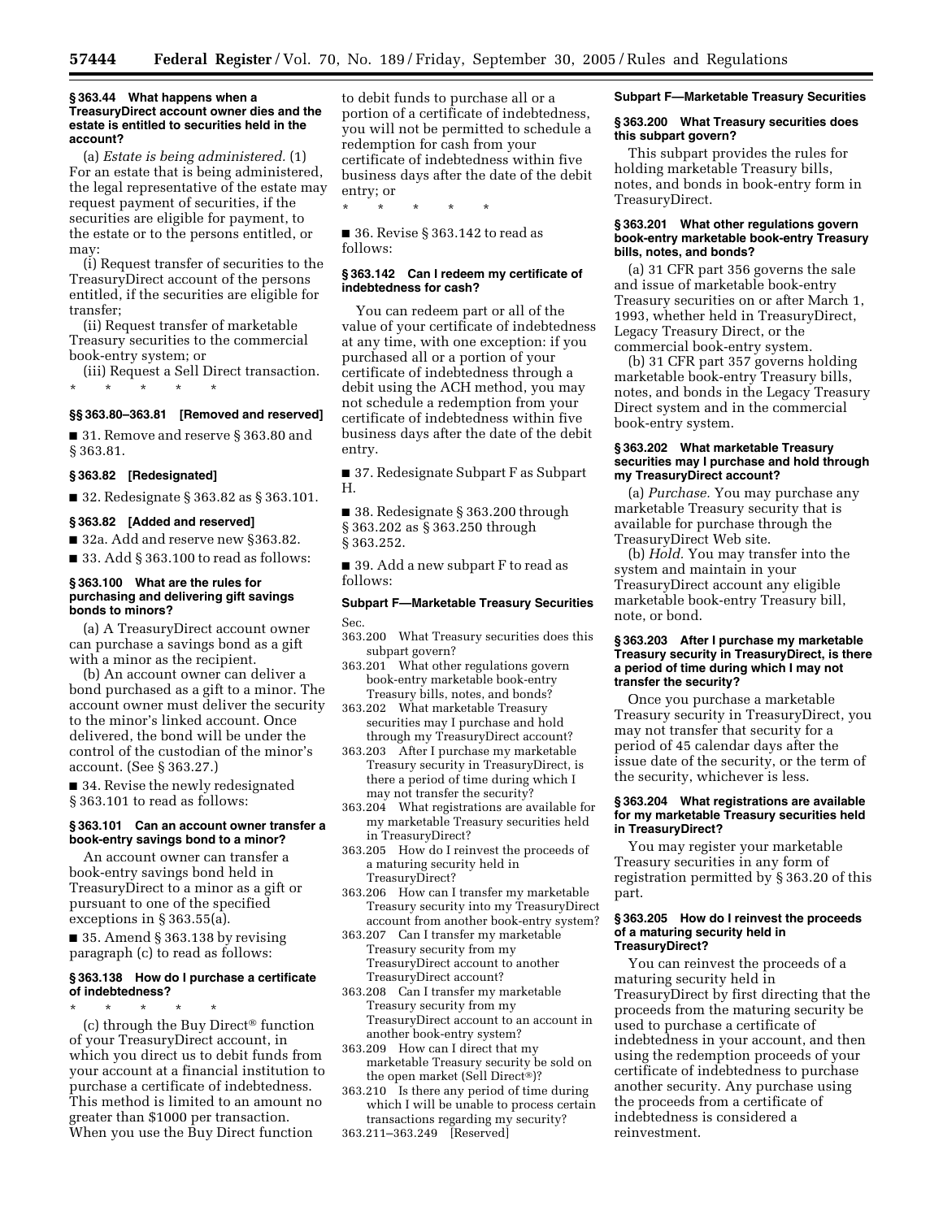### § 363.44 What happens when a TreasuryDirect account owner dies and the estate is entitled to securities held in the account?

(a) *Estate is being administered.* (1) For an estate that is being administered, the legal representative of the estate may request payment of securities, if the securities are eligible for payment, to the estate or to the persons entitled, or may:

(i) Request transfer of securities to the TreasuryDirect account of the persons entitled, if the securities are eligible for transfer;

(ii) Request transfer of marketable Treasury securities to the commercial book-entry system; or

(iii) Request a Sell Direct transaction.

\* \* \* \* \*

### §§ 363.80–363.81 [Removed and reserved]

■ 31. Remove and reserve § 363.80 and § 363.81.

### § 363.82 [Redesignated]

■ 32. Redesignate § 363.82 as § 363.101.

### § 363.82 [Added and reserved]

■ 32a. Add and reserve new §363.82.

■ 33. Add § 363.100 to read as follows:

### § 363.100 What are the rules for purchasing and delivering gift savings bonds to minors?

(a) A TreasuryDirect account owner can purchase a savings bond as a gift with a minor as the recipient.

(b) An account owner can deliver a bond purchased as a gift to a minor. The account owner must deliver the security to the minor's linked account. Once delivered, the bond will be under the control of the custodian of the minor's account. (See § 363.27.)

■ 34. Revise the newly redesignated § 363.101 to read as follows:

### § 363.101 Can an account owner transfer a book-entry savings bond to a minor?

An account owner can transfer a book-entry savings bond held in TreasuryDirect to a minor as a gift or pursuant to one of the specified exceptions in § 363.55(a).

■ 35. Amend § 363.138 by revising paragraph (c) to read as follows:

### § 363.138 How do I purchase a certificate of indebtedness?

\* \* \* \* \*

(c) through the Buy Direct® function of your TreasuryDirect account, in which you direct us to debit funds from your account at a financial institution to purchase a certificate of indebtedness. This method is limited to an amount no greater than $1000 per transaction. When you use the Buy Direct function to debit funds to purchase all or a portion of a certificate of indebtedness, you will not be permitted to schedule a redemption for cash from your certificate of indebtedness within five business days after the date of the debit entry; or

\* \* \* \* \*

■ 36. Revise § 363.142 to read as follows:

### § 363.142 Can I redeem my certificate of indebtedness for cash?

You can redeem part or all of the value of your certificate of indebtedness at any time, with one exception: if you purchased all or a portion of your certificate of indebtedness through a debit using the ACH method, you may not schedule a redemption from your certificate of indebtedness within five business days after the date of the debit entry.

■ 37. Redesignate Subpart F as Subpart H.

■ 38. Redesignate § 363.200 through § 363.202 as § 363.250 through § 363.252.

■ 39. Add a new subpart F to read as follows:

## Subpart F—Marketable Treasury Securities

Sec.

363.200 What Treasury securities does this subpart govern?

363.201 What other regulations govern book-entry marketable book-entry Treasury bills, notes, and bonds?

363.202 What marketable Treasury securities may I purchase and hold through my TreasuryDirect account?

363.203 After I purchase my marketable Treasury security in TreasuryDirect, is there a period of time during which I may not transfer the security?

363.204 What registrations are available for my marketable Treasury securities held in TreasuryDirect?

363.205 How do I reinvest the proceeds of a maturing security held in TreasuryDirect?

363.206 How can I transfer my marketable Treasury security into my TreasuryDirect account from another book-entry system?

363.207 Can I transfer my marketable Treasury security from my TreasuryDirect account to another TreasuryDirect account?

363.208 Can I transfer my marketable Treasury security from my TreasuryDirect account to an account in another book-entry system?

363.209 How can I direct that my marketable Treasury security be sold on the open market (Sell Direct®)?

363.210 Is there any period of time during which I will be unable to process certain transactions regarding my security?

363.211–363.249 [Reserved]

## Subpart F—Marketable Treasury Securities

### § 363.200 What Treasury securities does this subpart govern?

This subpart provides the rules for holding marketable Treasury bills, notes, and bonds in book-entry form in TreasuryDirect.

### § 363.201 What other regulations govern book-entry marketable book-entry Treasury bills, notes, and bonds?

(a) 31 CFR part 356 governs the sale and issue of marketable book-entry Treasury securities on or after March 1, 1993, whether held in TreasuryDirect, Legacy Treasury Direct, or the commercial book-entry system.

(b) 31 CFR part 357 governs holding marketable book-entry Treasury bills, notes, and bonds in the Legacy Treasury Direct system and in the commercial book-entry system.

### § 363.202 What marketable Treasury securities may I purchase and hold through my TreasuryDirect account?

(a) *Purchase.* You may purchase any marketable Treasury security that is available for purchase through the TreasuryDirect Web site.

(b) *Hold.* You may transfer into the system and maintain in your TreasuryDirect account any eligible marketable book-entry Treasury bill, note, or bond.

### § 363.203 After I purchase my marketable Treasury security in TreasuryDirect, is there a period of time during which I may not transfer the security?

Once you purchase a marketable Treasury security in TreasuryDirect, you may not transfer that security for a period of 45 calendar days after the issue date of the security, or the term of the security, whichever is less.

### § 363.204 What registrations are available for my marketable Treasury securities held in TreasuryDirect?

You may register your marketable Treasury securities in any form of registration permitted by § 363.20 of this part.

### § 363.205 How do I reinvest the proceeds of a maturing security held in TreasuryDirect?

You can reinvest the proceeds of a maturing security held in TreasuryDirect by first directing that the proceeds from the maturing security be used to purchase a certificate of indebtedness in your account, and then using the redemption proceeds of your certificate of indebtedness to purchase another security. Any purchase using the proceeds from a certificate of indebtedness is considered a reinvestment.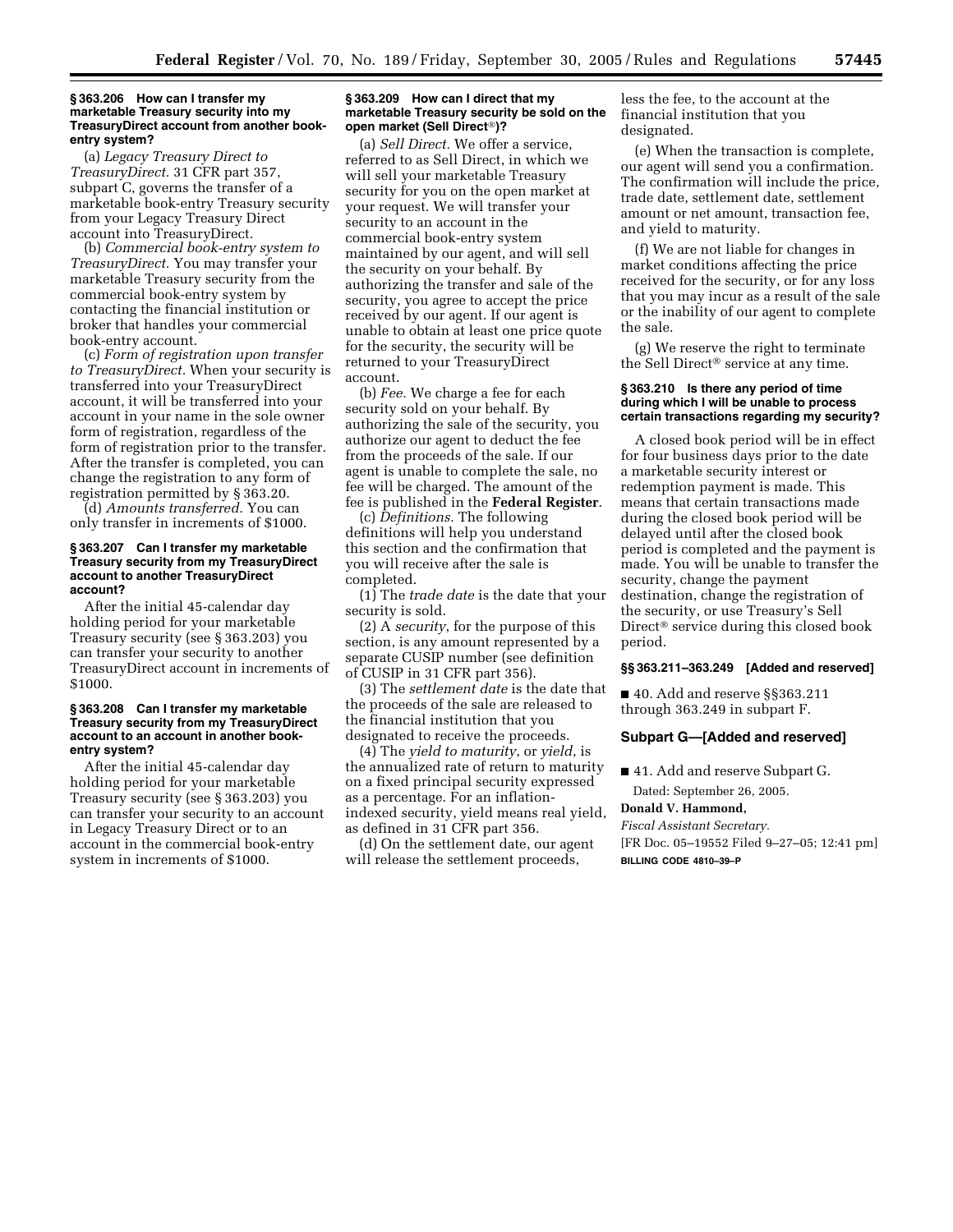### § 363.206 How can I transfer my marketable Treasury security into my TreasuryDirect account from another book-entry system?

(a) *Legacy Treasury Direct to TreasuryDirect.* 31 CFR part 357, subpart C, governs the transfer of a marketable book-entry Treasury security from your Legacy Treasury Direct account into TreasuryDirect.

(b) *Commercial book-entry system to TreasuryDirect.* You may transfer your marketable Treasury security from the commercial book-entry system by contacting the financial institution or broker that handles your commercial book-entry account.

(c) *Form of registration upon transfer to TreasuryDirect.* When your security is transferred into your TreasuryDirect account, it will be transferred into your account in your name in the sole owner form of registration, regardless of the form of registration prior to the transfer. After the transfer is completed, you can change the registration to any form of registration permitted by § 363.20.

(d) *Amounts transferred.* You can only transfer in increments of $1000.

### § 363.207 Can I transfer my marketable Treasury security from my TreasuryDirect account to another TreasuryDirect account?

After the initial 45-calendar day holding period for your marketable Treasury security (see § 363.203) you can transfer your security to another TreasuryDirect account in increments of $1000.

### § 363.208 Can I transfer my marketable Treasury security from my TreasuryDirect account to an account in another book-entry system?

After the initial 45-calendar day holding period for your marketable Treasury security (see § 363.203) you can transfer your security to an account in Legacy Treasury Direct or to an account in the commercial book-entry system in increments of $1000.

### § 363.209 How can I direct that my marketable Treasury security be sold on the open market (Sell Direct®)?

(a) *Sell Direct.* We offer a service, referred to as Sell Direct, in which we will sell your marketable Treasury security for you on the open market at your request. We will transfer your security to an account in the commercial book-entry system maintained by our agent, and will sell the security on your behalf. By authorizing the transfer and sale of the security, you agree to accept the price received by our agent. If our agent is unable to obtain at least one price quote for the security, the security will be returned to your TreasuryDirect account.

(b) *Fee.* We charge a fee for each security sold on your behalf. By authorizing the sale of the security, you authorize our agent to deduct the fee from the proceeds of the sale. If our agent is unable to complete the sale, no fee will be charged. The amount of the fee is published in the **Federal Register**.

(c) *Definitions.* The following definitions will help you understand this section and the confirmation that you will receive after the sale is completed.

(1) The *trade date* is the date that your security is sold.

(2) A *security*, for the purpose of this section, is any amount represented by a separate CUSIP number (see definition of CUSIP in 31 CFR part 356).

(3) The *settlement date* is the date that the proceeds of the sale are released to the financial institution that you designated to receive the proceeds.

(4) The *yield to maturity*, or *yield*, is the annualized rate of return to maturity on a fixed principal security expressed as a percentage. For an inflation-indexed security, yield means real yield, as defined in 31 CFR part 356.

(d) On the settlement date, our agent will release the settlement proceeds, less the fee, to the account at the financial institution that you designated.

(e) When the transaction is complete, our agent will send you a confirmation. The confirmation will include the price, trade date, settlement date, settlement amount or net amount, transaction fee, and yield to maturity.

(f) We are not liable for changes in market conditions affecting the price received for the security, or for any loss that you may incur as a result of the sale or the inability of our agent to complete the sale.

(g) We reserve the right to terminate the Sell Direct® service at any time.

### § 363.210 Is there any period of time during which I will be unable to process certain transactions regarding my security?

A closed book period will be in effect for four business days prior to the date a marketable security interest or redemption payment is made. This means that certain transactions made during the closed book period will be delayed until after the closed book period is completed and the payment is made. You will be unable to transfer the security, change the payment destination, change the registration of the security, or use Treasury's Sell Direct® service during this closed book period.

### §§ 363.211–363.249 [Added and reserved]

■ 40. Add and reserve §§363.211 through 363.249 in subpart F.

## Subpart G—[Added and reserved]

■ 41. Add and reserve Subpart G.

Dated: September 26, 2005.

**Donald V. Hammond,**

*Fiscal Assistant Secretary.*

[FR Doc. 05–19552 Filed 9–27–05; 12:41 pm]

**BILLING CODE 4810–39–P**